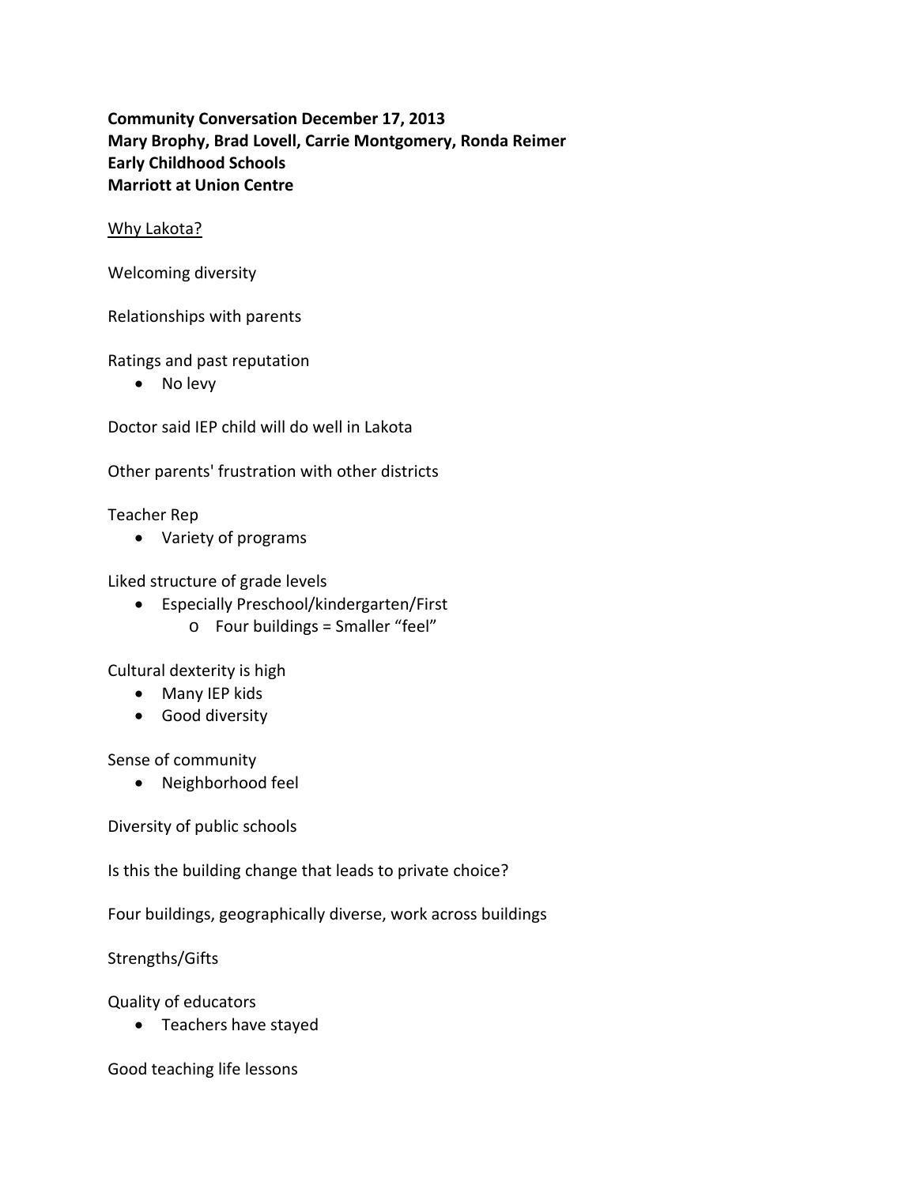**Community Conversation December 17, 2013**
**Mary Brophy, Brad Lovell, Carrie Montgomery, Ronda Reimer**
**Early Childhood Schools**
**Marriott at Union Centre**

<u>Why Lakota?</u>

Welcoming diversity

Relationships with parents

Ratings and past reputation

- No levy

Doctor said IEP child will do well in Lakota

Other parents' frustration with other districts

Teacher Rep

- Variety of programs

Liked structure of grade levels

- Especially Preschool/kindergarten/First
    - Four buildings = Smaller "feel"

Cultural dexterity is high

- Many IEP kids
- Good diversity

Sense of community

- Neighborhood feel

Diversity of public schools

Is this the building change that leads to private choice?

Four buildings, geographically diverse, work across buildings

Strengths/Gifts

Quality of educators

- Teachers have stayed

Good teaching life lessons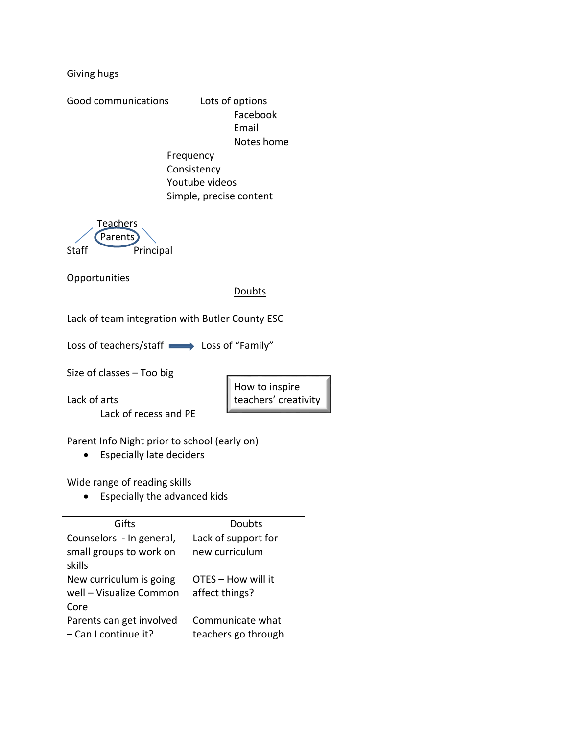Giving hugs

Good communications

Lots of options
- Facebook
- Email
- Notes home

Frequency
Consistency
Youtube videos
Simple, precise content

Teachers
Parents
Staff
Principal

<u>Opportunities</u>

<u>Doubts</u>

Lack of team integration with Butler County ESC

Loss of teachers/staff → Loss of "Family"

Size of classes – Too big

Lack of arts
- Lack of recess and PE

How to inspire teachers' creativity

Parent Info Night prior to school (early on)
- Especially late deciders

Wide range of reading skills
- Especially the advanced kids

| Gifts | Doubts |
|---|---|
| Counselors - In general, small groups to work on skills | Lack of support for new curriculum |
| New curriculum is going well – Visualize Common Core | OTES – How will it affect things? |
| Parents can get involved – Can I continue it? | Communicate what teachers go through |